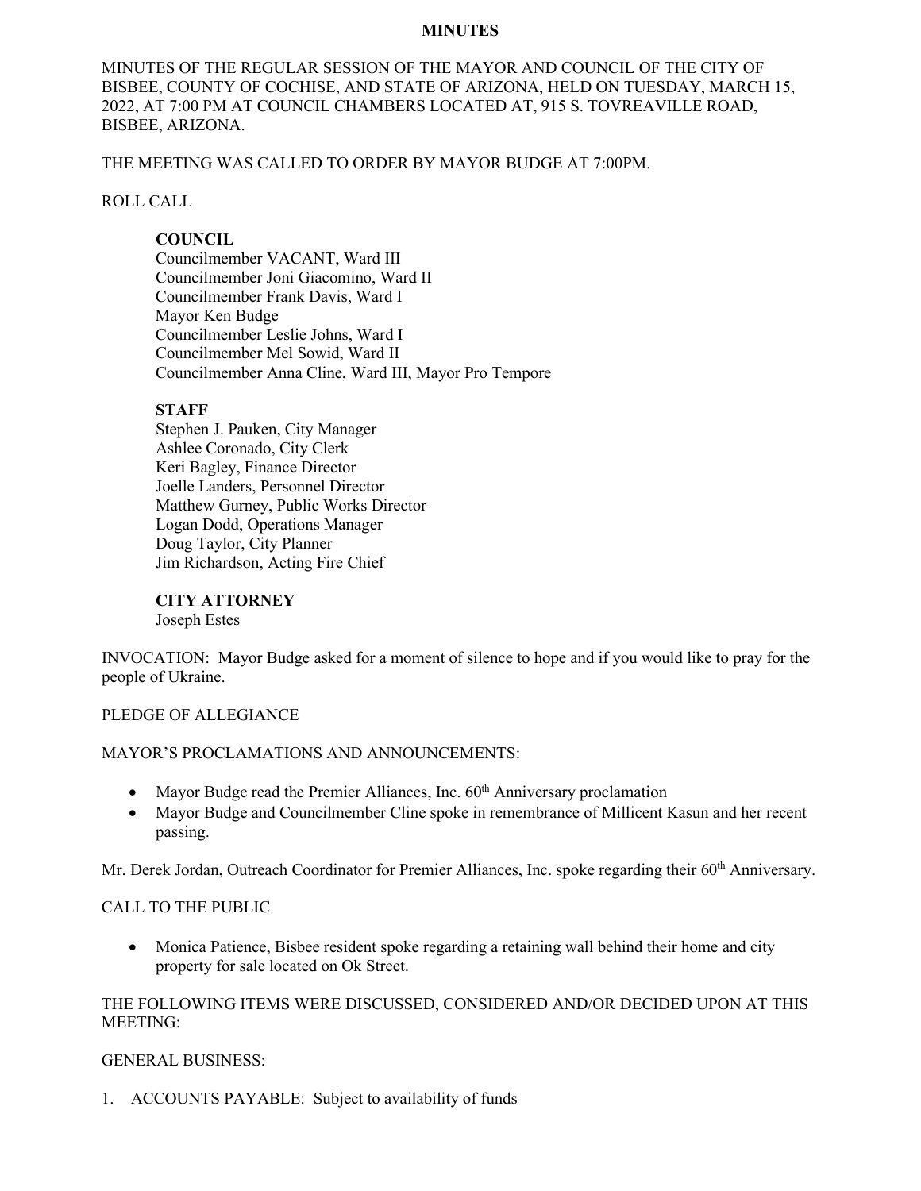# MINUTES

MINUTES OF THE REGULAR SESSION OF THE MAYOR AND COUNCIL OF THE CITY OF BISBEE, COUNTY OF COCHISE, AND STATE OF ARIZONA, HELD ON TUESDAY, MARCH 15, 2022, AT 7:00 PM AT COUNCIL CHAMBERS LOCATED AT, 915 S. TOVREAVILLE ROAD, BISBEE, ARIZONA.

THE MEETING WAS CALLED TO ORDER BY MAYOR BUDGE AT 7:00PM.

ROLL CALL

**COUNCIL**
Councilmember VACANT, Ward III
Councilmember Joni Giacomino, Ward II
Councilmember Frank Davis, Ward I
Mayor Ken Budge
Councilmember Leslie Johns, Ward I
Councilmember Mel Sowid, Ward II
Councilmember Anna Cline, Ward III, Mayor Pro Tempore

**STAFF**
Stephen J. Pauken, City Manager
Ashlee Coronado, City Clerk
Keri Bagley, Finance Director
Joelle Landers, Personnel Director
Matthew Gurney, Public Works Director
Logan Dodd, Operations Manager
Doug Taylor, City Planner
Jim Richardson, Acting Fire Chief

**CITY ATTORNEY**
Joseph Estes

INVOCATION: Mayor Budge asked for a moment of silence to hope and if you would like to pray for the people of Ukraine.

PLEDGE OF ALLEGIANCE

MAYOR'S PROCLAMATIONS AND ANNOUNCEMENTS:

- Mayor Budge read the Premier Alliances, Inc. 60th Anniversary proclamation
- Mayor Budge and Councilmember Cline spoke in remembrance of Millicent Kasun and her recent passing.

Mr. Derek Jordan, Outreach Coordinator for Premier Alliances, Inc. spoke regarding their 60th Anniversary.

CALL TO THE PUBLIC

- Monica Patience, Bisbee resident spoke regarding a retaining wall behind their home and city property for sale located on Ok Street.

THE FOLLOWING ITEMS WERE DISCUSSED, CONSIDERED AND/OR DECIDED UPON AT THIS MEETING:

GENERAL BUSINESS:

1. ACCOUNTS PAYABLE: Subject to availability of funds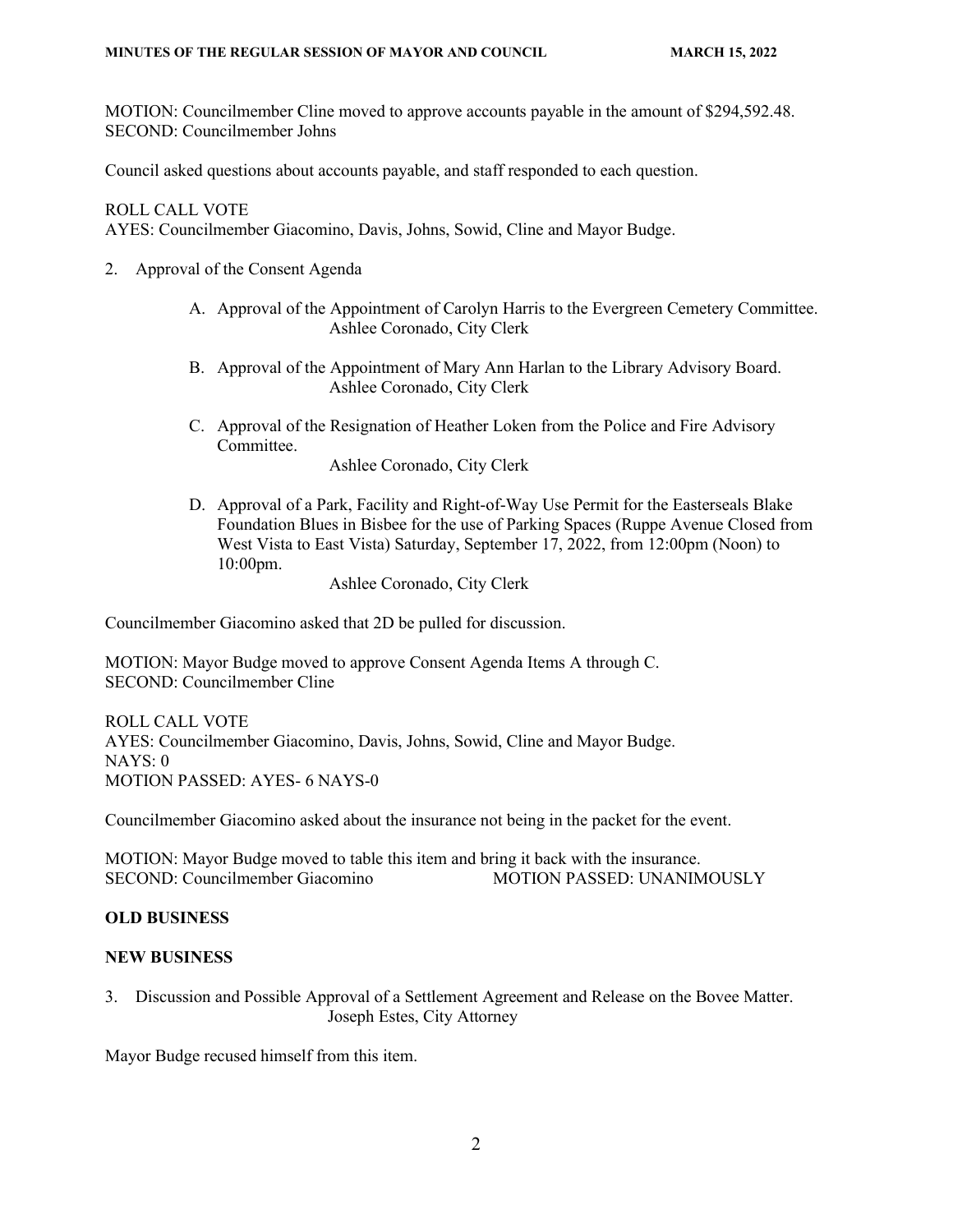MOTION: Councilmember Cline moved to approve accounts payable in the amount of $294,592.48.
SECOND: Councilmember Johns

Council asked questions about accounts payable, and staff responded to each question.

ROLL CALL VOTE
AYES: Councilmember Giacomino, Davis, Johns, Sowid, Cline and Mayor Budge.

2. Approval of the Consent Agenda

   A. Approval of the Appointment of Carolyn Harris to the Evergreen Cemetery Committee.
      Ashlee Coronado, City Clerk

   B. Approval of the Appointment of Mary Ann Harlan to the Library Advisory Board.
      Ashlee Coronado, City Clerk

   C. Approval of the Resignation of Heather Loken from the Police and Fire Advisory Committee.
      Ashlee Coronado, City Clerk

   D. Approval of a Park, Facility and Right-of-Way Use Permit for the Easterseals Blake Foundation Blues in Bisbee for the use of Parking Spaces (Ruppe Avenue Closed from West Vista to East Vista) Saturday, September 17, 2022, from 12:00pm (Noon) to 10:00pm.
      Ashlee Coronado, City Clerk

Councilmember Giacomino asked that 2D be pulled for discussion.

MOTION: Mayor Budge moved to approve Consent Agenda Items A through C.
SECOND: Councilmember Cline

ROLL CALL VOTE
AYES: Councilmember Giacomino, Davis, Johns, Sowid, Cline and Mayor Budge.
NAYS: 0
MOTION PASSED: AYES- 6 NAYS-0

Councilmember Giacomino asked about the insurance not being in the packet for the event.

MOTION: Mayor Budge moved to table this item and bring it back with the insurance.
SECOND: Councilmember Giacomino MOTION PASSED: UNANIMOUSLY

**OLD BUSINESS**

**NEW BUSINESS**

3. Discussion and Possible Approval of a Settlement Agreement and Release on the Bovee Matter.
   Joseph Estes, City Attorney

Mayor Budge recused himself from this item.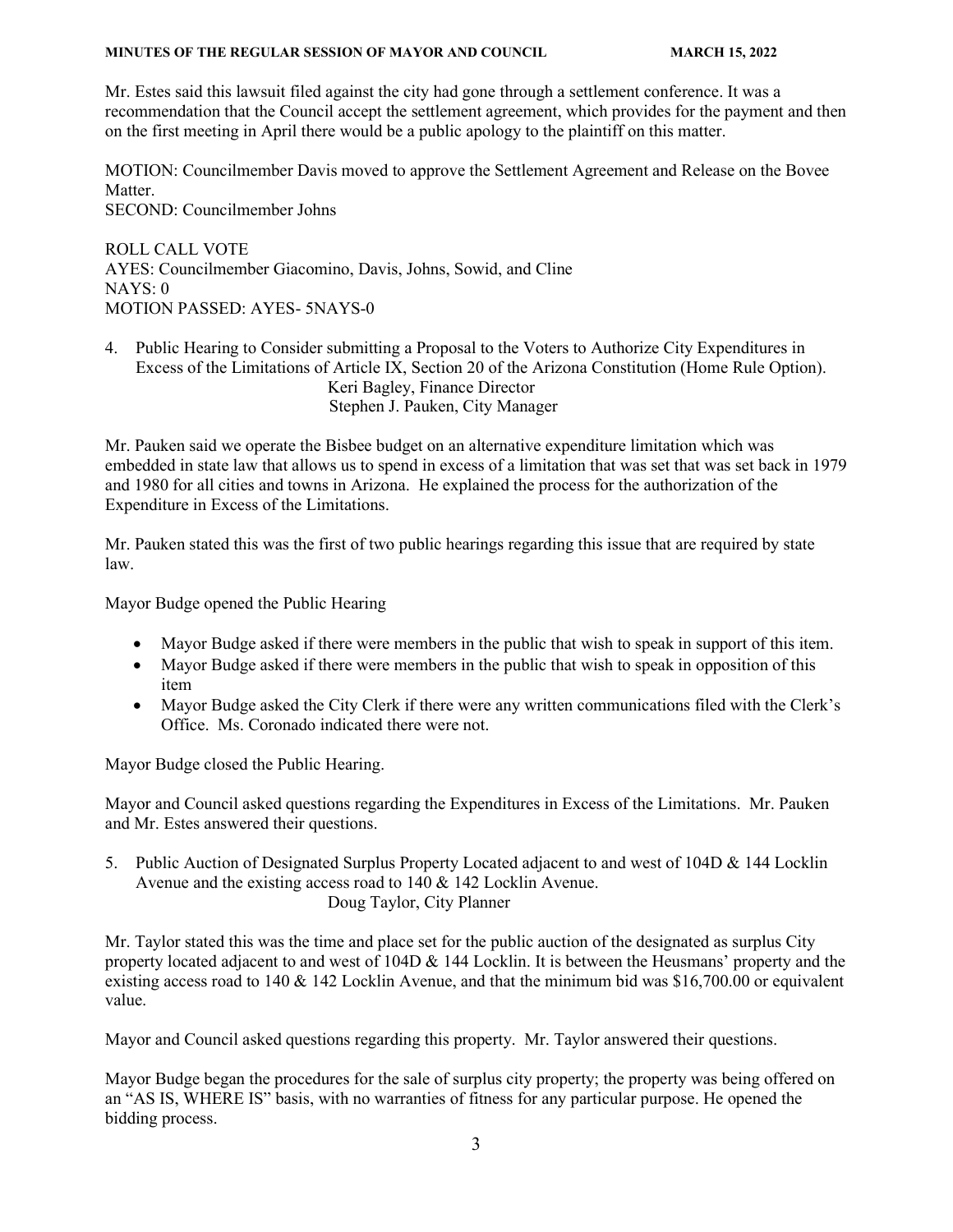Mr. Estes said this lawsuit filed against the city had gone through a settlement conference. It was a recommendation that the Council accept the settlement agreement, which provides for the payment and then on the first meeting in April there would be a public apology to the plaintiff on this matter.

MOTION: Councilmember Davis moved to approve the Settlement Agreement and Release on the Bovee Matter.
SECOND: Councilmember Johns

ROLL CALL VOTE
AYES: Councilmember Giacomino, Davis, Johns, Sowid, and Cline
NAYS: 0
MOTION PASSED: AYES- 5NAYS-0

4. Public Hearing to Consider submitting a Proposal to the Voters to Authorize City Expenditures in Excess of the Limitations of Article IX, Section 20 of the Arizona Constitution (Home Rule Option).
   Keri Bagley, Finance Director
   Stephen J. Pauken, City Manager

Mr. Pauken said we operate the Bisbee budget on an alternative expenditure limitation which was embedded in state law that allows us to spend in excess of a limitation that was set that was set back in 1979 and 1980 for all cities and towns in Arizona. He explained the process for the authorization of the Expenditure in Excess of the Limitations.

Mr. Pauken stated this was the first of two public hearings regarding this issue that are required by state law.

Mayor Budge opened the Public Hearing

- Mayor Budge asked if there were members in the public that wish to speak in support of this item.
- Mayor Budge asked if there were members in the public that wish to speak in opposition of this item
- Mayor Budge asked the City Clerk if there were any written communications filed with the Clerk's Office. Ms. Coronado indicated there were not.

Mayor Budge closed the Public Hearing.

Mayor and Council asked questions regarding the Expenditures in Excess of the Limitations. Mr. Pauken and Mr. Estes answered their questions.

5. Public Auction of Designated Surplus Property Located adjacent to and west of 104D & 144 Locklin Avenue and the existing access road to 140 & 142 Locklin Avenue.
   Doug Taylor, City Planner

Mr. Taylor stated this was the time and place set for the public auction of the designated as surplus City property located adjacent to and west of 104D & 144 Locklin. It is between the Heusmans' property and the existing access road to 140 & 142 Locklin Avenue, and that the minimum bid was $16,700.00 or equivalent value.

Mayor and Council asked questions regarding this property. Mr. Taylor answered their questions.

Mayor Budge began the procedures for the sale of surplus city property; the property was being offered on an "AS IS, WHERE IS" basis, with no warranties of fitness for any particular purpose. He opened the bidding process.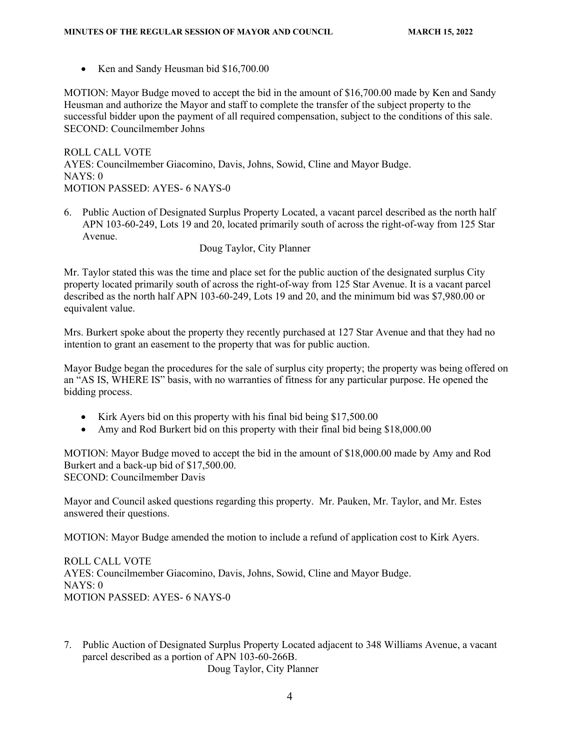- Ken and Sandy Heusman bid $16,700.00

MOTION: Mayor Budge moved to accept the bid in the amount of $16,700.00 made by Ken and Sandy Heusman and authorize the Mayor and staff to complete the transfer of the subject property to the successful bidder upon the payment of all required compensation, subject to the conditions of this sale.
SECOND: Councilmember Johns

ROLL CALL VOTE
AYES: Councilmember Giacomino, Davis, Johns, Sowid, Cline and Mayor Budge.
NAYS: 0
MOTION PASSED: AYES- 6 NAYS-0

6. Public Auction of Designated Surplus Property Located, a vacant parcel described as the north half APN 103-60-249, Lots 19 and 20, located primarily south of across the right-of-way from 125 Star Avenue.

   Doug Taylor, City Planner

Mr. Taylor stated this was the time and place set for the public auction of the designated surplus City property located primarily south of across the right-of-way from 125 Star Avenue. It is a vacant parcel described as the north half APN 103-60-249, Lots 19 and 20, and the minimum bid was $7,980.00 or equivalent value.

Mrs. Burkert spoke about the property they recently purchased at 127 Star Avenue and that they had no intention to grant an easement to the property that was for public auction.

Mayor Budge began the procedures for the sale of surplus city property; the property was being offered on an "AS IS, WHERE IS" basis, with no warranties of fitness for any particular purpose. He opened the bidding process.

- Kirk Ayers bid on this property with his final bid being $17,500.00
- Amy and Rod Burkert bid on this property with their final bid being $18,000.00

MOTION: Mayor Budge moved to accept the bid in the amount of $18,000.00 made by Amy and Rod Burkert and a back-up bid of $17,500.00.
SECOND: Councilmember Davis

Mayor and Council asked questions regarding this property. Mr. Pauken, Mr. Taylor, and Mr. Estes answered their questions.

MOTION: Mayor Budge amended the motion to include a refund of application cost to Kirk Ayers.

ROLL CALL VOTE
AYES: Councilmember Giacomino, Davis, Johns, Sowid, Cline and Mayor Budge.
NAYS: 0
MOTION PASSED: AYES- 6 NAYS-0

7. Public Auction of Designated Surplus Property Located adjacent to 348 Williams Avenue, a vacant parcel described as a portion of APN 103-60-266B.

   Doug Taylor, City Planner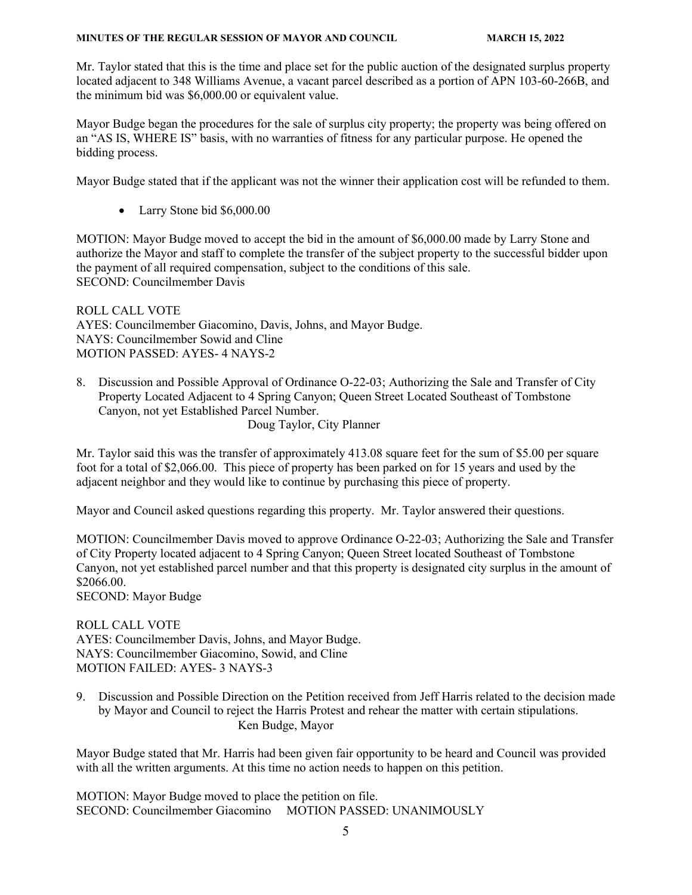Mr. Taylor stated that this is the time and place set for the public auction of the designated surplus property located adjacent to 348 Williams Avenue, a vacant parcel described as a portion of APN 103-60-266B, and the minimum bid was $6,000.00 or equivalent value.

Mayor Budge began the procedures for the sale of surplus city property; the property was being offered on an "AS IS, WHERE IS" basis, with no warranties of fitness for any particular purpose. He opened the bidding process.

Mayor Budge stated that if the applicant was not the winner their application cost will be refunded to them.

- Larry Stone bid $6,000.00

MOTION: Mayor Budge moved to accept the bid in the amount of $6,000.00 made by Larry Stone and authorize the Mayor and staff to complete the transfer of the subject property to the successful bidder upon the payment of all required compensation, subject to the conditions of this sale.
SECOND: Councilmember Davis

ROLL CALL VOTE
AYES: Councilmember Giacomino, Davis, Johns, and Mayor Budge.
NAYS: Councilmember Sowid and Cline
MOTION PASSED: AYES- 4 NAYS-2

8. Discussion and Possible Approval of Ordinance O-22-03; Authorizing the Sale and Transfer of City Property Located Adjacent to 4 Spring Canyon; Queen Street Located Southeast of Tombstone Canyon, not yet Established Parcel Number.
   Doug Taylor, City Planner

Mr. Taylor said this was the transfer of approximately 413.08 square feet for the sum of $5.00 per square foot for a total of $2,066.00. This piece of property has been parked on for 15 years and used by the adjacent neighbor and they would like to continue by purchasing this piece of property.

Mayor and Council asked questions regarding this property. Mr. Taylor answered their questions.

MOTION: Councilmember Davis moved to approve Ordinance O-22-03; Authorizing the Sale and Transfer of City Property located adjacent to 4 Spring Canyon; Queen Street located Southeast of Tombstone Canyon, not yet established parcel number and that this property is designated city surplus in the amount of $2066.00.
SECOND: Mayor Budge

ROLL CALL VOTE
AYES: Councilmember Davis, Johns, and Mayor Budge.
NAYS: Councilmember Giacomino, Sowid, and Cline
MOTION FAILED: AYES- 3 NAYS-3

9. Discussion and Possible Direction on the Petition received from Jeff Harris related to the decision made by Mayor and Council to reject the Harris Protest and rehear the matter with certain stipulations.
   Ken Budge, Mayor

Mayor Budge stated that Mr. Harris had been given fair opportunity to be heard and Council was provided with all the written arguments. At this time no action needs to happen on this petition.

MOTION: Mayor Budge moved to place the petition on file.
SECOND: Councilmember Giacomino MOTION PASSED: UNANIMOUSLY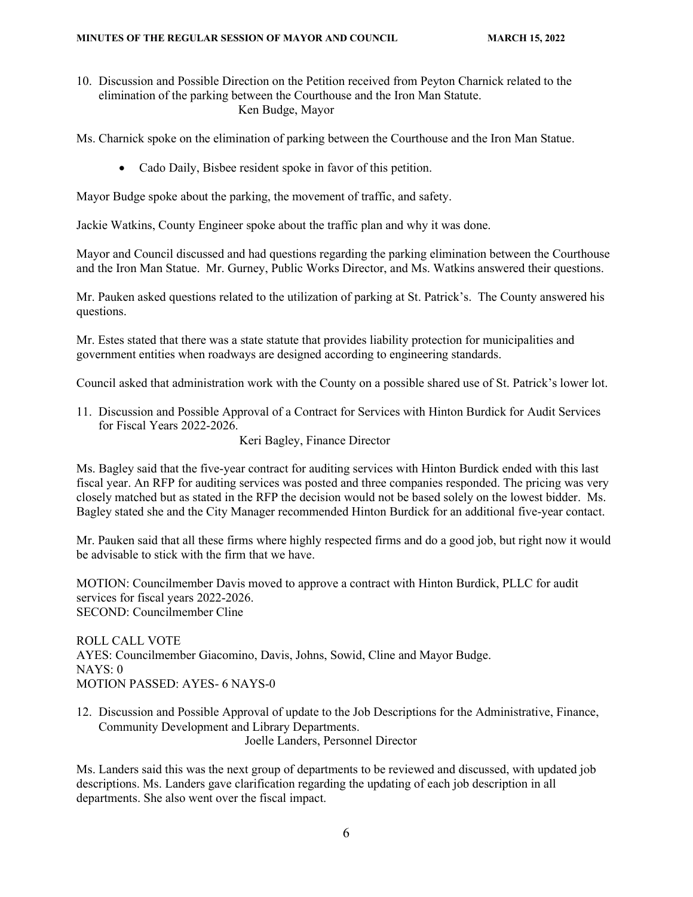10. Discussion and Possible Direction on the Petition received from Peyton Charnick related to the elimination of the parking between the Courthouse and the Iron Man Statute.
    Ken Budge, Mayor

Ms. Charnick spoke on the elimination of parking between the Courthouse and the Iron Man Statue.

- Cado Daily, Bisbee resident spoke in favor of this petition.

Mayor Budge spoke about the parking, the movement of traffic, and safety.

Jackie Watkins, County Engineer spoke about the traffic plan and why it was done.

Mayor and Council discussed and had questions regarding the parking elimination between the Courthouse and the Iron Man Statue. Mr. Gurney, Public Works Director, and Ms. Watkins answered their questions.

Mr. Pauken asked questions related to the utilization of parking at St. Patrick's. The County answered his questions.

Mr. Estes stated that there was a state statute that provides liability protection for municipalities and government entities when roadways are designed according to engineering standards.

Council asked that administration work with the County on a possible shared use of St. Patrick's lower lot.

11. Discussion and Possible Approval of a Contract for Services with Hinton Burdick for Audit Services for Fiscal Years 2022-2026.
    Keri Bagley, Finance Director

Ms. Bagley said that the five-year contract for auditing services with Hinton Burdick ended with this last fiscal year. An RFP for auditing services was posted and three companies responded. The pricing was very closely matched but as stated in the RFP the decision would not be based solely on the lowest bidder. Ms. Bagley stated she and the City Manager recommended Hinton Burdick for an additional five-year contact.

Mr. Pauken said that all these firms where highly respected firms and do a good job, but right now it would be advisable to stick with the firm that we have.

MOTION: Councilmember Davis moved to approve a contract with Hinton Burdick, PLLC for audit services for fiscal years 2022-2026.
SECOND: Councilmember Cline

ROLL CALL VOTE
AYES: Councilmember Giacomino, Davis, Johns, Sowid, Cline and Mayor Budge.
NAYS: 0
MOTION PASSED: AYES- 6 NAYS-0

12. Discussion and Possible Approval of update to the Job Descriptions for the Administrative, Finance, Community Development and Library Departments.
    Joelle Landers, Personnel Director

Ms. Landers said this was the next group of departments to be reviewed and discussed, with updated job descriptions. Ms. Landers gave clarification regarding the updating of each job description in all departments. She also went over the fiscal impact.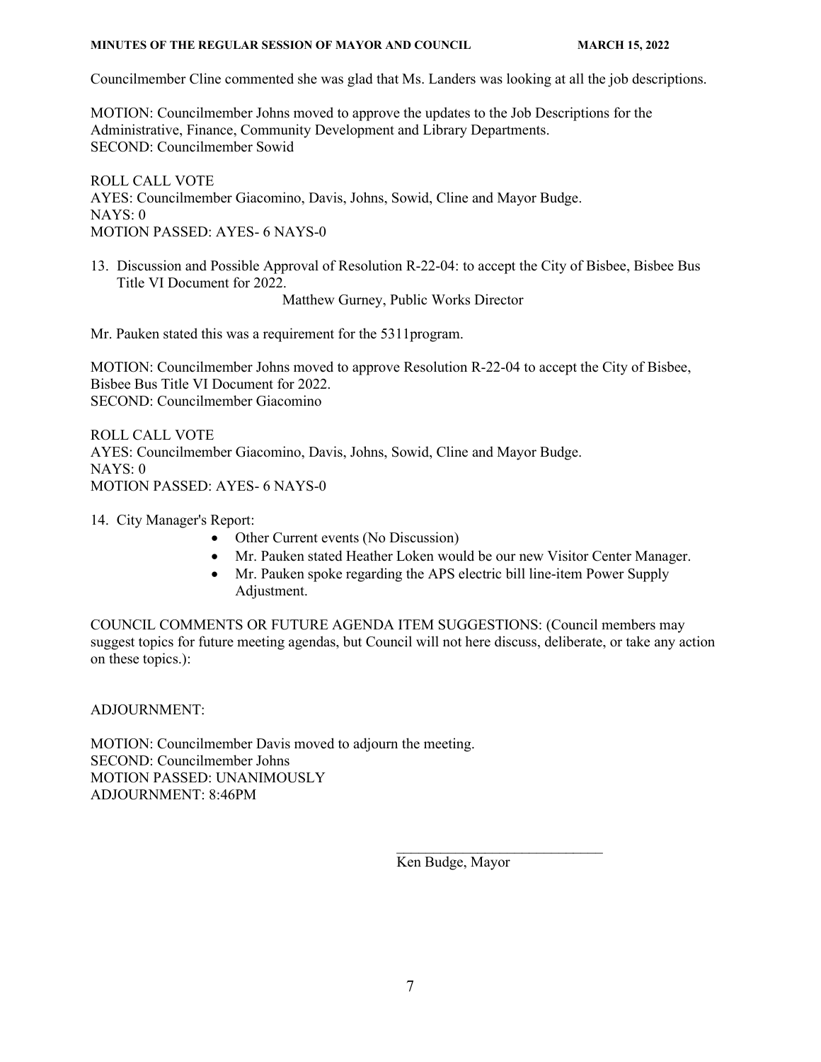Councilmember Cline commented she was glad that Ms. Landers was looking at all the job descriptions.

MOTION: Councilmember Johns moved to approve the updates to the Job Descriptions for the Administrative, Finance, Community Development and Library Departments.
SECOND: Councilmember Sowid

ROLL CALL VOTE
AYES: Councilmember Giacomino, Davis, Johns, Sowid, Cline and Mayor Budge.
NAYS: 0
MOTION PASSED: AYES- 6 NAYS-0

13. Discussion and Possible Approval of Resolution R-22-04: to accept the City of Bisbee, Bisbee Bus Title VI Document for 2022.
    Matthew Gurney, Public Works Director

Mr. Pauken stated this was a requirement for the 5311program.

MOTION: Councilmember Johns moved to approve Resolution R-22-04 to accept the City of Bisbee, Bisbee Bus Title VI Document for 2022.
SECOND: Councilmember Giacomino

ROLL CALL VOTE
AYES: Councilmember Giacomino, Davis, Johns, Sowid, Cline and Mayor Budge.
NAYS: 0
MOTION PASSED: AYES- 6 NAYS-0

14. City Manager's Report:
    - Other Current events (No Discussion)
    - Mr. Pauken stated Heather Loken would be our new Visitor Center Manager.
    - Mr. Pauken spoke regarding the APS electric bill line-item Power Supply Adjustment.

COUNCIL COMMENTS OR FUTURE AGENDA ITEM SUGGESTIONS: (Council members may suggest topics for future meeting agendas, but Council will not here discuss, deliberate, or take any action on these topics.):

ADJOURNMENT:

MOTION: Councilmember Davis moved to adjourn the meeting.
SECOND: Councilmember Johns
MOTION PASSED: UNANIMOUSLY
ADJOURNMENT: 8:46PM

\_\_\_\_\_\_\_\_\_\_\_\_\_\_\_\_\_\_\_\_\_\_\_\_\_\_\_\_
Ken Budge, Mayor